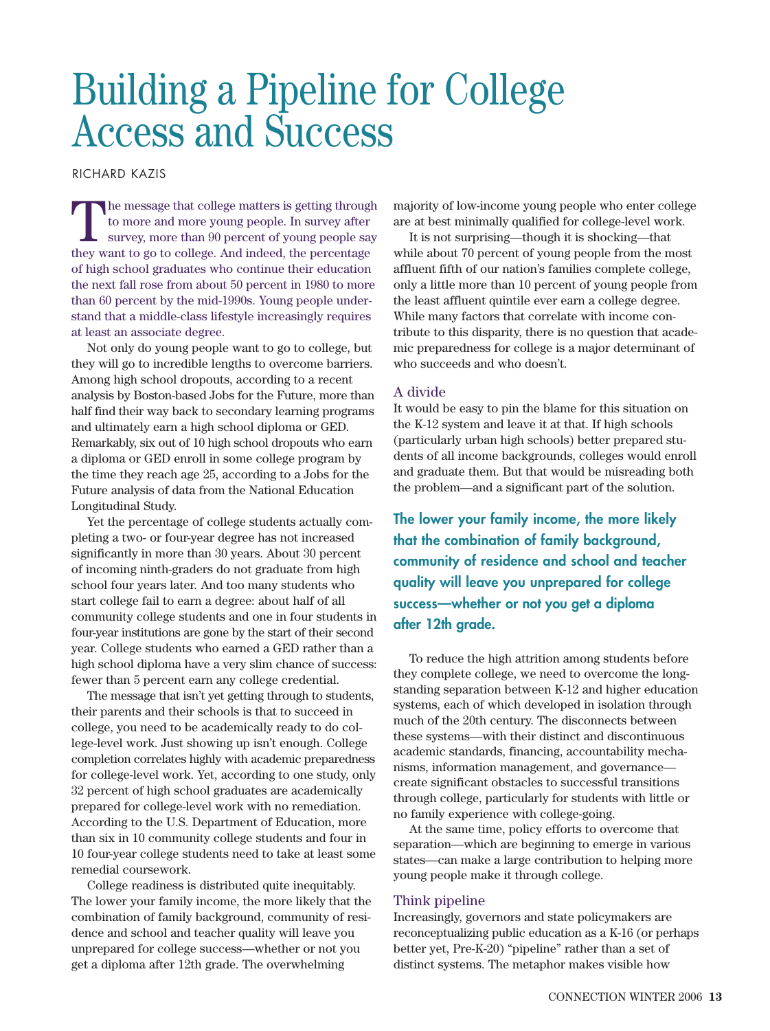# Building a Pipeline for College Access and Success

RICHARD KAZIS

The message that college matters is getting through to more and more young people. In survey after survey, more than 90 percent of young people say they want to go to college. And indeed, the percentage of high school graduates who continue their education the next fall rose from about 50 percent in 1980 to more than 60 percent by the mid-1990s. Young people understand that a middle-class lifestyle increasingly requires at least an associate degree.

Not only do young people want to go to college, but they will go to incredible lengths to overcome barriers. Among high school dropouts, according to a recent analysis by Boston-based Jobs for the Future, more than half find their way back to secondary learning programs and ultimately earn a high school diploma or GED. Remarkably, six out of 10 high school dropouts who earn a diploma or GED enroll in some college program by the time they reach age 25, according to a Jobs for the Future analysis of data from the National Education Longitudinal Study.

Yet the percentage of college students actually completing a two- or four-year degree has not increased significantly in more than 30 years. About 30 percent of incoming ninth-graders do not graduate from high school four years later. And too many students who start college fail to earn a degree: about half of all community college students and one in four students in four-year institutions are gone by the start of their second year. College students who earned a GED rather than a high school diploma have a very slim chance of success: fewer than 5 percent earn any college credential.

The message that isn't yet getting through to students, their parents and their schools is that to succeed in college, you need to be academically ready to do college-level work. Just showing up isn't enough. College completion correlates highly with academic preparedness for college-level work. Yet, according to one study, only 32 percent of high school graduates are academically prepared for college-level work with no remediation. According to the U.S. Department of Education, more than six in 10 community college students and four in 10 four-year college students need to take at least some remedial coursework.

College readiness is distributed quite inequitably. The lower your family income, the more likely that the combination of family background, community of residence and school and teacher quality will leave you unprepared for college success—whether or not you get a diploma after 12th grade. The overwhelming majority of low-income young people who enter college are at best minimally qualified for college-level work.

It is not surprising—though it is shocking—that while about 70 percent of young people from the most affluent fifth of our nation's families complete college, only a little more than 10 percent of young people from the least affluent quintile ever earn a college degree. While many factors that correlate with income contribute to this disparity, there is no question that academic preparedness for college is a major determinant of who succeeds and who doesn't.

## A divide

It would be easy to pin the blame for this situation on the K-12 system and leave it at that. If high schools (particularly urban high schools) better prepared students of all income backgrounds, colleges would enroll and graduate them. But that would be misreading both the problem—and a significant part of the solution.

**The lower your family income, the more likely that the combination of family background, community of residence and school and teacher quality will leave you unprepared for college success—whether or not you get a diploma after 12th grade.**

To reduce the high attrition among students before they complete college, we need to overcome the longstanding separation between K-12 and higher education systems, each of which developed in isolation through much of the 20th century. The disconnects between these systems—with their distinct and discontinuous academic standards, financing, accountability mechanisms, information management, and governance—create significant obstacles to successful transitions through college, particularly for students with little or no family experience with college-going.

At the same time, policy efforts to overcome that separation—which are beginning to emerge in various states—can make a large contribution to helping more young people make it through college.

## Think pipeline

Increasingly, governors and state policymakers are reconceptualizing public education as a K-16 (or perhaps better yet, Pre-K-20) "pipeline" rather than a set of distinct systems. The metaphor makes visible how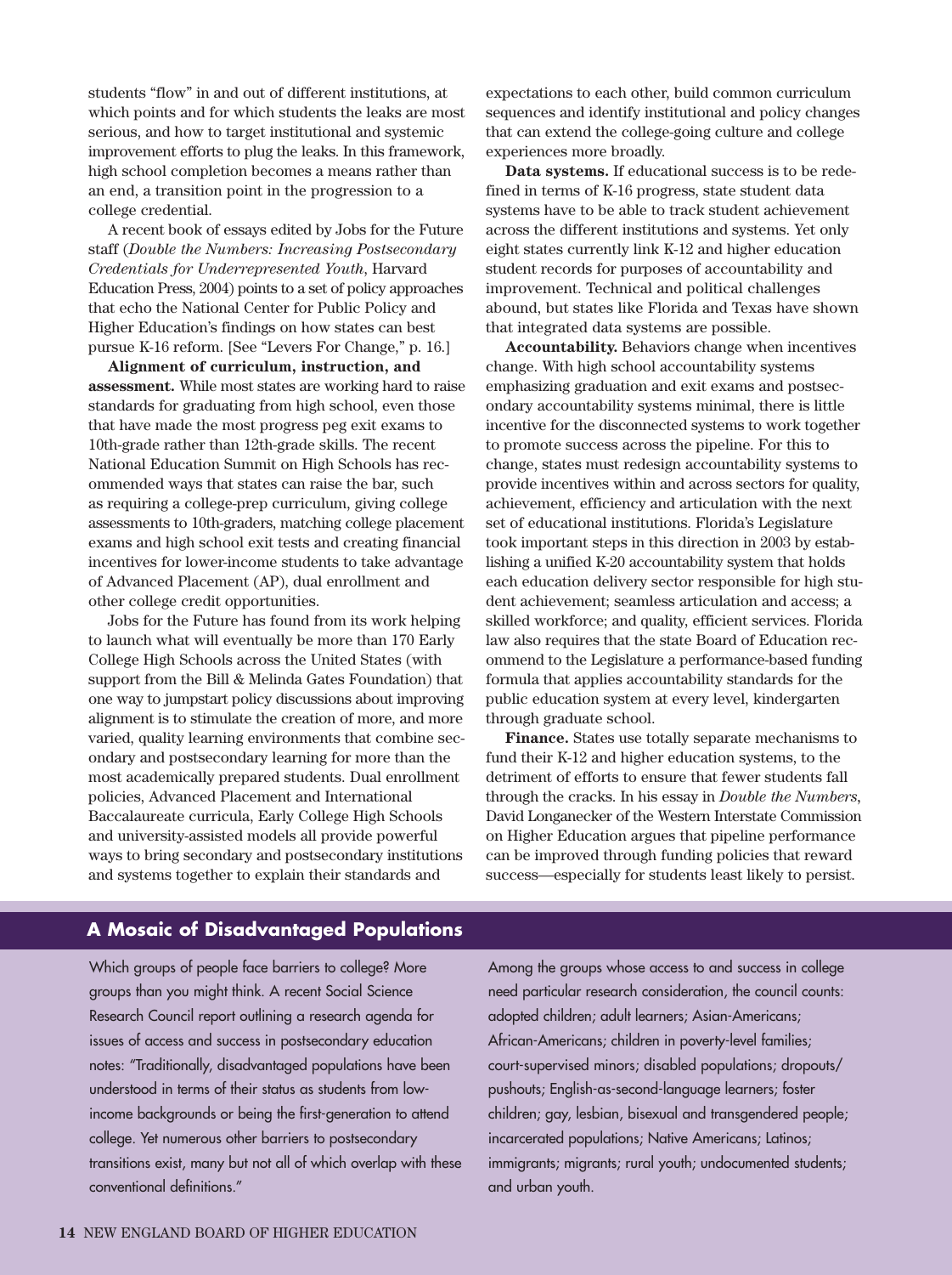students "flow" in and out of different institutions, at which points and for which students the leaks are most serious, and how to target institutional and systemic improvement efforts to plug the leaks. In this framework, high school completion becomes a means rather than an end, a transition point in the progression to a college credential.

A recent book of essays edited by Jobs for the Future staff (*Double the Numbers: Increasing Postsecondary Credentials for Underrepresented Youth*, Harvard Education Press, 2004) points to a set of policy approaches that echo the National Center for Public Policy and Higher Education's findings on how states can best pursue K-16 reform. [See "Levers For Change," p. 16.]

**Alignment of curriculum, instruction, and assessment.** While most states are working hard to raise standards for graduating from high school, even those that have made the most progress peg exit exams to 10th-grade rather than 12th-grade skills. The recent National Education Summit on High Schools has recommended ways that states can raise the bar, such as requiring a college-prep curriculum, giving college assessments to 10th-graders, matching college placement exams and high school exit tests and creating financial incentives for lower-income students to take advantage of Advanced Placement (AP), dual enrollment and other college credit opportunities.

Jobs for the Future has found from its work helping to launch what will eventually be more than 170 Early College High Schools across the United States (with support from the Bill & Melinda Gates Foundation) that one way to jumpstart policy discussions about improving alignment is to stimulate the creation of more, and more varied, quality learning environments that combine secondary and postsecondary learning for more than the most academically prepared students. Dual enrollment policies, Advanced Placement and International Baccalaureate curricula, Early College High Schools and university-assisted models all provide powerful ways to bring secondary and postsecondary institutions and systems together to explain their standards and expectations to each other, build common curriculum sequences and identify institutional and policy changes that can extend the college-going culture and college experiences more broadly.

**Data systems.** If educational success is to be redefined in terms of K-16 progress, state student data systems have to be able to track student achievement across the different institutions and systems. Yet only eight states currently link K-12 and higher education student records for purposes of accountability and improvement. Technical and political challenges abound, but states like Florida and Texas have shown that integrated data systems are possible.

**Accountability.** Behaviors change when incentives change. With high school accountability systems emphasizing graduation and exit exams and postsecondary accountability systems minimal, there is little incentive for the disconnected systems to work together to promote success across the pipeline. For this to change, states must redesign accountability systems to provide incentives within and across sectors for quality, achievement, efficiency and articulation with the next set of educational institutions. Florida's Legislature took important steps in this direction in 2003 by establishing a unified K-20 accountability system that holds each education delivery sector responsible for high student achievement; seamless articulation and access; a skilled workforce; and quality, efficient services. Florida law also requires that the state Board of Education recommend to the Legislature a performance-based funding formula that applies accountability standards for the public education system at every level, kindergarten through graduate school.

**Finance.** States use totally separate mechanisms to fund their K-12 and higher education systems, to the detriment of efforts to ensure that fewer students fall through the cracks. In his essay in *Double the Numbers*, David Longanecker of the Western Interstate Commission on Higher Education argues that pipeline performance can be improved through funding policies that reward success—especially for students least likely to persist.

## A Mosaic of Disadvantaged Populations

Which groups of people face barriers to college? More groups than you might think. A recent Social Science Research Council report outlining a research agenda for issues of access and success in postsecondary education notes: "Traditionally, disadvantaged populations have been understood in terms of their status as students from low-income backgrounds or being the first-generation to attend college. Yet numerous other barriers to postsecondary transitions exist, many but not all of which overlap with these conventional definitions."

Among the groups whose access to and success in college need particular research consideration, the council counts: adopted children; adult learners; Asian-Americans; African-Americans; children in poverty-level families; court-supervised minors; disabled populations; dropouts/pushouts; English-as-second-language learners; foster children; gay, lesbian, bisexual and transgendered people; incarcerated populations; Native Americans; Latinos; immigrants; migrants; rural youth; undocumented students; and urban youth.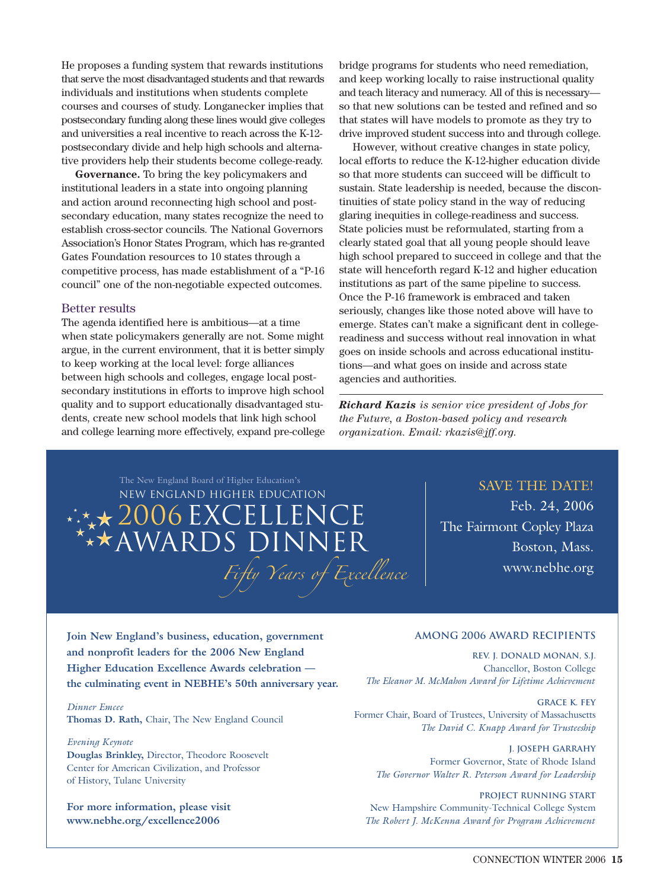He proposes a funding system that rewards institutions that serve the most disadvantaged students and that rewards individuals and institutions when students complete courses and courses of study. Longanecker implies that postsecondary funding along these lines would give colleges and universities a real incentive to reach across the K-12-postsecondary divide and help high schools and alternative providers help their students become college-ready.

**Governance.** To bring the key policymakers and institutional leaders in a state into ongoing planning and action around reconnecting high school and postsecondary education, many states recognize the need to establish cross-sector councils. The National Governors Association's Honor States Program, which has re-granted Gates Foundation resources to 10 states through a competitive process, has made establishment of a "P-16 council" one of the non-negotiable expected outcomes.

## Better results

The agenda identified here is ambitious—at a time when state policymakers generally are not. Some might argue, in the current environment, that it is better simply to keep working at the local level: forge alliances between high schools and colleges, engage local postsecondary institutions in efforts to improve high school quality and to support educationally disadvantaged students, create new school models that link high school and college learning more effectively, expand pre-college bridge programs for students who need remediation, and keep working locally to raise instructional quality and teach literacy and numeracy. All of this is necessary—so that new solutions can be tested and refined and so that states will have models to promote as they try to drive improved student success into and through college.

However, without creative changes in state policy, local efforts to reduce the K-12-higher education divide so that more students can succeed will be difficult to sustain. State leadership is needed, because the discontinuities of state policy stand in the way of reducing glaring inequities in college-readiness and success. State policies must be reformulated, starting from a clearly stated goal that all young people should leave high school prepared to succeed in college and that the state will henceforth regard K-12 and higher education institutions as part of the same pipeline to success. Once the P-16 framework is embraced and taken seriously, changes like those noted above will have to emerge. States can't make a significant dent in college-readiness and success without real innovation in what goes on inside schools and across educational institutions—and what goes on inside and across state agencies and authorities.

***Richard Kazis*** *is senior vice president of Jobs for the Future, a Boston-based policy and research organization. Email: rkazis@jff.org.*

---

The New England Board of Higher Education's

NEW ENGLAND HIGHER EDUCATION

# 2006 EXCELLENCE AWARDS DINNER

*Fifty Years of Excellence*

SAVE THE DATE!
Feb. 24, 2006
The Fairmont Copley Plaza
Boston, Mass.
www.nebhe.org

**Join New England's business, education, government and nonprofit leaders for the 2006 New England Higher Education Excellence Awards celebration — the culminating event in NEBHE's 50th anniversary year.**

*Dinner Emcee*
**Thomas D. Rath,** Chair, The New England Council

*Evening Keynote*
**Douglas Brinkley,** Director, Theodore Roosevelt Center for American Civilization, and Professor of History, Tulane University

**For more information, please visit www.nebhe.org/excellence2006**

**AMONG 2006 AWARD RECIPIENTS**

**REV. J. DONALD MONAN, S.J.**
Chancellor, Boston College
*The Eleanor M. McMahon Award for Lifetime Achievement*

**GRACE K. FEY**
Former Chair, Board of Trustees, University of Massachusetts
*The David C. Knapp Award for Trusteeship*

**J. JOSEPH GARRAHY**
Former Governor, State of Rhode Island
*The Governor Walter R. Peterson Award for Leadership*

**PROJECT RUNNING START**
New Hampshire Community-Technical College System
*The Robert J. McKenna Award for Program Achievement*